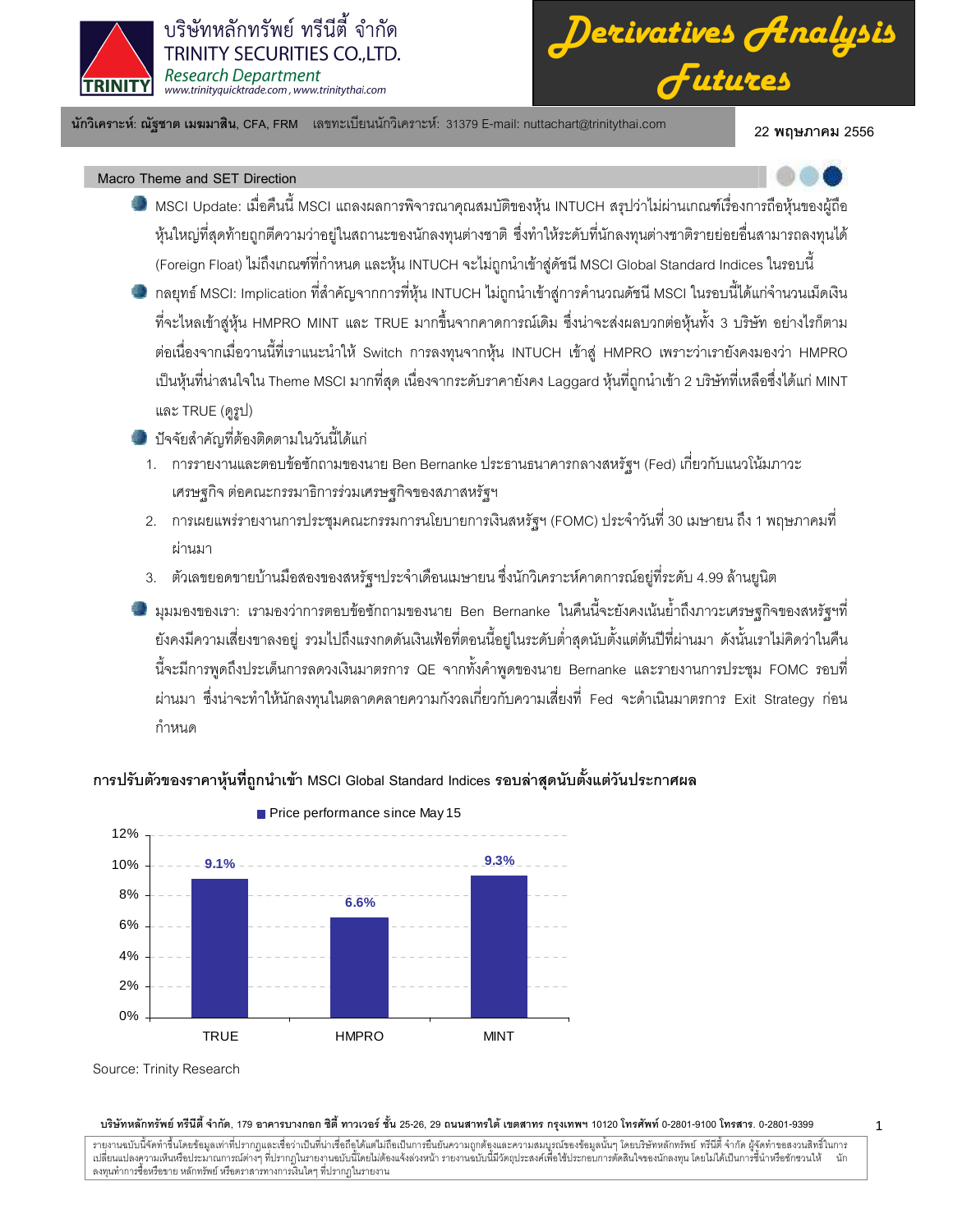บริษัทหลักทรัพย์ ทรีนีตี้ จำกัด
TRINITY SECURITIES CO.,LTD.
*Research Department*
www.trinityquicktrade.com , www.trinitythai.com

# Derivatives Analysis Futures

**นักวิเคราะห์: ณัฐชาต เมฆมาสิน**, CFA, FRM เลขทะเบียนนักวิเคราะห์: 31379 E-mail: nuttachart@trinitythai.com

**22 พฤษภาคม** 2556

## Macro Theme and SET Direction

- MSCI Update: เมื่อคืนนี้ MSCI แถลงผลการพิจารณาคุณสมบัติของหุ้น INTUCH สรุปว่าไม่ผ่านเกณฑ์เรื่องการถือหุ้นของผู้ถือหุ้นใหญ่ที่สุดท้ายถูกตีความว่าอยู่ในสถานะของนักลงทุนต่างชาติ ซึ่งทำให้ระดับที่นักลงทุนต่างชาติรายย่อยอื่นสามารถลงทุนได้ (Foreign Float) ไม่ถึงเกณฑ์ที่กำหนด และหุ้น INTUCH จะไม่ถูกนำเข้าสู่ดัชนี MSCI Global Standard Indices ในรอบนี้
- กลยุทธ์ MSCI: Implication ที่สำคัญจากการที่หุ้น INTUCH ไม่ถูกนำเข้าสู่การคำนวณดัชนี MSCI ในรอบนี้ได้แก่จำนวนเม็ดเงินที่จะไหลเข้าสู่หุ้น HMPRO MINT และ TRUE มากขึ้นจากคาดการณ์เดิม ซึ่งน่าจะส่งผลบวกต่อหุ้นทั้ง 3 บริษัท อย่างไรก็ตามต่อเนื่องจากเมื่อวานนี้ที่เราแนะนำให้ Switch การลงทุนจากหุ้น INTUCH เข้าสู่ HMPRO เพราะว่าเรายังคงมองว่า HMPRO เป็นหุ้นที่น่าสนใจใน Theme MSCI มากที่สุด เนื่องจากระดับราคายังคง Laggard หุ้นที่ถูกนำเข้า 2 บริษัทที่เหลือซึ่งได้แก่ MINT และ TRUE (ดูรูป)
- ปัจจัยสำคัญที่ต้องติดตามในวันนี้ได้แก่
  1. การรายงานและตอบข้อซักถามของนาย Ben Bernanke ประธานธนาคารกลางสหรัฐฯ (Fed) เกี่ยวกับแนวโน้มภาวะเศรษฐกิจ ต่อคณะกรรมาธิการร่วมเศรษฐกิจของสภาสหรัฐฯ
  2. การเผยแพร่รายงานการประชุมคณะกรรมการนโยบายการเงินสหรัฐฯ (FOMC) ประจำวันที่ 30 เมษายน ถึง 1 พฤษภาคมที่ผ่านมา
  3. ตัวเลขยอดขายบ้านมือสองของสหรัฐฯประจำเดือนเมษายน ซึ่งนักวิเคราะห์คาดการณ์อยู่ที่ระดับ 4.99 ล้านยูนิต
- มุมมองของเรา: เรามองว่าการตอบข้อซักถามของนาย Ben Bernanke ในคืนนี้จะยังคงเน้นย้ำถึงภาวะเศรษฐกิจของสหรัฐฯที่ยังคงมีความเสี่ยงขาลงอยู่ รวมไปถึงแรงกดดันเงินเฟ้อที่ตอนนี้อยู่ในระดับต่ำสุดนับตั้งแต่ต้นปีที่ผ่านมา ดังนั้นเราไม่คิดว่าในคืนนี้จะมีการพูดถึงประเด็นการลดวงเงินมาตรการ QE จากทั้งคำพูดของนาย Bernanke และรายงานการประชุม FOMC รอบที่ผ่านมา ซึ่งน่าจะทำให้นักลงทุนในตลาดคลายความกังวลเกี่ยวกับความเสี่ยงที่ Fed จะดำเนินมาตรการ Exit Strategy ก่อนกำหนด

**การปรับตัวของราคาหุ้นที่ถูกนำเข้า** MSCI Global Standard Indices **รอบล่าสุดนับตั้งแต่วันประกาศผล**

Price performance since May 15

| | TRUE | HMPRO | MINT |
|---|---|---|---|
| Price performance since May 15 | 9.1% | 6.6% | 9.3% |

Source: Trinity Research

**บริษัทหลักทรัพย์ ทรีนีตี้ จำกัด**, 179 **อาคารบางกอก ซิตี้ ทาวเวอร์ ชั้น** 25-26, 29 **ถนนสาทรใต้ เขตสาทร กรุงเทพฯ** 10120 **โทรศัพท์** 0-2801-9100 **โทรสาร**. 0-2801-9399

รายงานฉบับนี้จัดทำขึ้นโดยข้อมูลเท่าที่ปรากฏและเชื่อว่าเป็นที่น่าเชื่อถือได้แต่ไม่ถือเป็นการยืนยันความถูกต้องและความสมบูรณ์ของข้อมูลนั้นๆ โดยบริษัทหลักทรัพย์ ทรีนีตี้ จำกัด ผู้จัดทำขอสงวนสิทธิ์ในการเปลี่ยนแปลงความเห็นหรือประมาณการณ์ต่างๆ ที่ปรากฏในรายงานฉบับนี้โดยไม่ต้องแจ้งล่วงหน้า รายงานฉบับนี้มีวัตถุประสงค์เพื่อใช้ประกอบการตัดสินใจของนักลงทุน โดยไม่ได้เป็นการชี้นำหรือชักชวนให้ นักลงทุนทำการซื้อหรือขาย หลักทรัพย์ หรือตราสารทางการเงินใดๆ ที่ปรากฏในรายงาน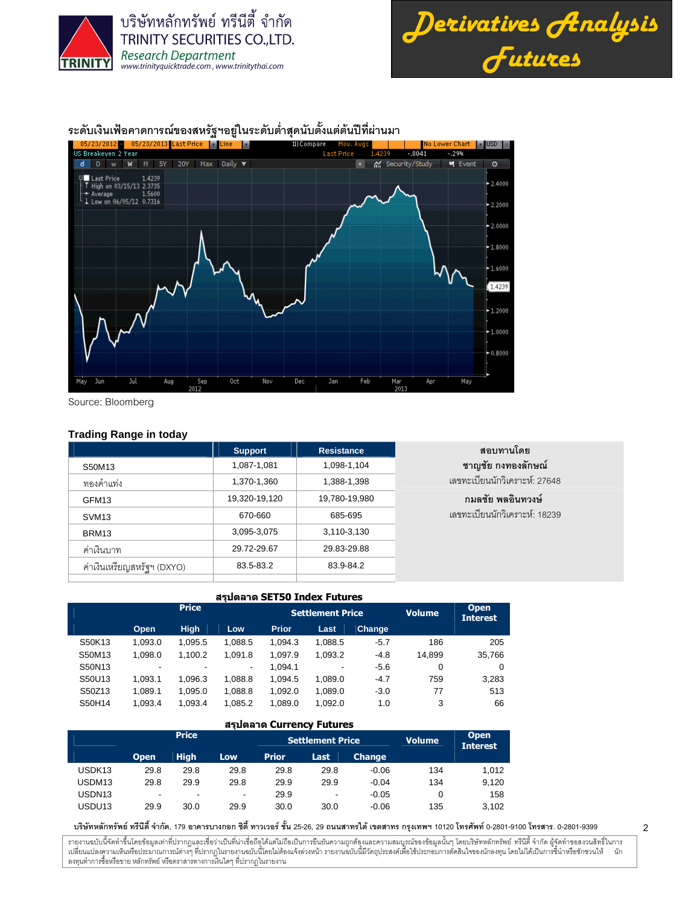ระดับเงินเฟ้อคาดการณ์ของสหรัฐฯอยู่ในระดับต่ำสุดนับตั้งแต่ต้นปีที่ผ่านมา

Source: Bloomberg

### Trading Range in today

| | Support | Resistance |
|---|---|---|
| S50M13 | 1,087-1,081 | 1,098-1,104 |
| ทองคำแท่ง | 1,370-1,360 | 1,388-1,398 |
| GFM13 | 19,320-19,120 | 19,780-19,980 |
| SVM13 | 670-660 | 685-695 |
| BRM13 | 3,095-3,075 | 3,110-3,130 |
| ค่าเงินบาท | 29.72-29.67 | 29.83-29.88 |
| ค่าเงินเหรียญสหรัฐฯ (DXYO) | 83.5-83.2 | 83.9-84.2 |

**สอบทานโดย**

**ชาญชัย กงทองลักษณ์**
เลขทะเบียนนักวิเคราะห์: 27648

**กมลชัย พลอินทวงษ์**
เลขทะเบียนนักวิเคราะห์: 18239

### สรุปตลาด SET50 Index Futures

| | Price | | | Settlement Price | | | Volume | Open Interest |
|---|---|---|---|---|---|---|---|---|
| | Open | High | Low | Prior | Last | Change | | |
| S50K13 | 1,093.0 | 1,095.5 | 1,088.5 | 1,094.3 | 1,088.5 | -5.7 | 186 | 205 |
| S50M13 | 1,098.0 | 1,100.2 | 1,091.8 | 1,097.9 | 1,093.2 | -4.8 | 14,899 | 35,766 |
| S50N13 | - | - | - | 1,094.1 | - | -5.6 | 0 | 0 |
| S50U13 | 1,093.1 | 1,096.3 | 1,088.8 | 1,094.5 | 1,089.0 | -4.7 | 759 | 3,283 |
| S50Z13 | 1,089.1 | 1,095.0 | 1,088.8 | 1,092.0 | 1,089.0 | -3.0 | 77 | 513 |
| S50H14 | 1,093.4 | 1,093.4 | 1,085.2 | 1,089.0 | 1,092.0 | 1.0 | 3 | 66 |

### สรุปตลาด Currency Futures

| | Price | | | Settlement Price | | | Volume | Open Interest |
|---|---|---|---|---|---|---|---|---|
| | Open | High | Low | Prior | Last | Change | | |
| USDK13 | 29.8 | 29.8 | 29.8 | 29.8 | 29.8 | -0.06 | 134 | 1,012 |
| USDM13 | 29.8 | 29.9 | 29.8 | 29.9 | 29.9 | -0.04 | 134 | 9,120 |
| USDN13 | - | - | - | 29.9 | - | -0.05 | 0 | 158 |
| USDU13 | 29.9 | 30.0 | 29.9 | 30.0 | 30.0 | -0.06 | 135 | 3,102 |

**บริษัทหลักทรัพย์ ทรีนีตี้ จำกัด**, 179 อาคารบางกอก ซิตี้ ทาวเวอร์ ชั้น 25-26, 29 **ถนนสาทรใต้ เขตสาทร กรุงเทพฯ** 10120 **โทรศัพท์** 0-2801-9100 **โทรสาร.** 0-2801-9399

รายงานฉบับนี้จัดทำขึ้นโดยข้อมูลเท่าที่ปรากฏและเชื่อว่าเป็นที่น่าเชื่อถือได้แต่ไม่ถือเป็นการยืนยันความถูกต้องและความสมบูรณ์ของข้อมูลนั้นๆ โดยบริษัทหลักทรัพย์ ทรีนีตี้ จำกัด ผู้จัดทำขอสงวนสิทธิ์ในการเปลี่ยนแปลงความเห็นหรือประมาณการณ์ต่างๆ ที่ปรากฏในรายงานฉบับนี้โดยไม่ต้องแจ้งล่วงหน้า รายงานฉบับนี้มีวัตถุประสงค์เพื่อใช้ประกอบการตัดสินใจของนักลงทุน โดยไม่ได้เป็นการชี้นำหรือชักชวนให้ นักลงทุนทำการซื้อหรือขาย หลักทรัพย์ หรือตราสารทางการเงินใดๆ ที่ปรากฏในรายงาน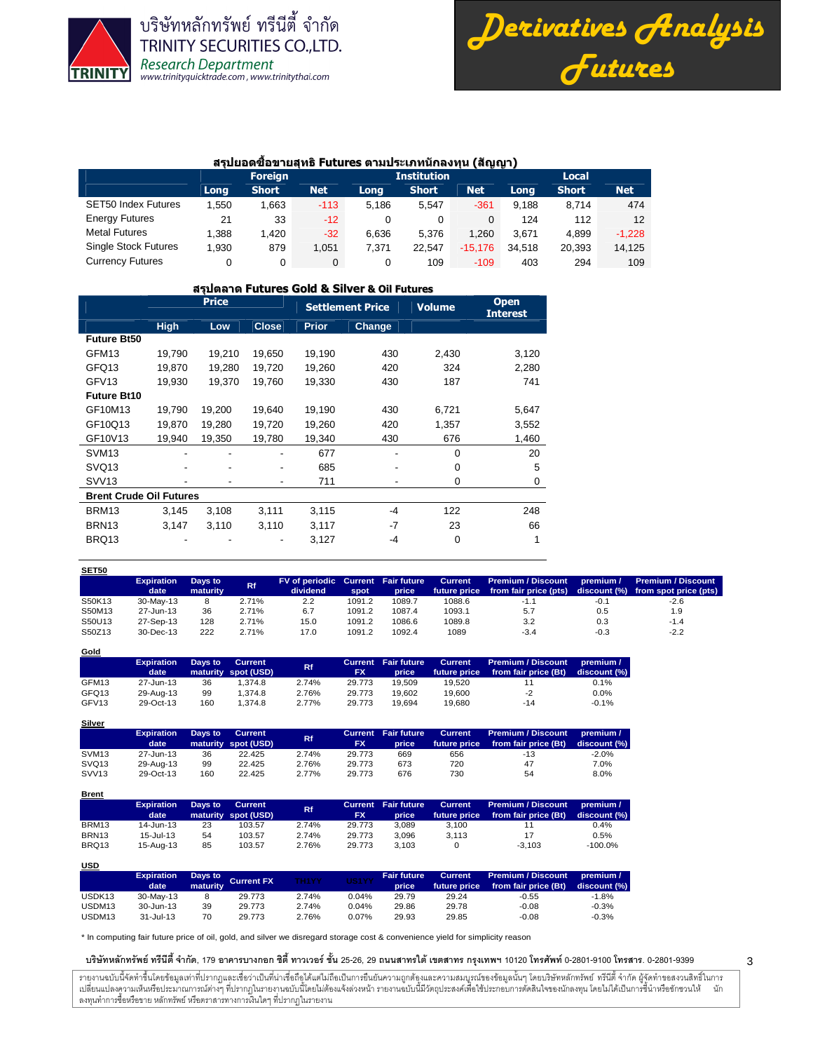บริษัทหลักทรัพย์ ทรีนีตี้ จำกัด
TRINITY SECURITIES CO.,LTD.
Research Department
www.trinityquicktrade.com , www.trinitythai.com

# Derivatives Analysis Futures

## สรุปยอดซื้อขายสุทธิ Futures ตามประเภทนักลงทุน (สัญญา)

| | Foreign | | | Institution | | | Local | | |
|---|---|---|---|---|---|---|---|---|---|
| | Long | Short | Net | Long | Short | Net | Long | Short | Net |
| SET50 Index Futures | 1,550 | 1,663 | -113 | 5,186 | 5,547 | -361 | 9,188 | 8,714 | 474 |
| Energy Futures | 21 | 33 | -12 | 0 | 0 | 0 | 124 | 112 | 12 |
| Metal Futures | 1,388 | 1,420 | -32 | 6,636 | 5,376 | 1,260 | 3,671 | 4,899 | -1,228 |
| Single Stock Futures | 1,930 | 879 | 1,051 | 7,371 | 22,547 | -15,176 | 34,518 | 20,393 | 14,125 |
| Currency Futures | 0 | 0 | 0 | 0 | 109 | -109 | 403 | 294 | 109 |

## สรุปตลาด Futures Gold & Silver & Oil Futures

| | Price | | | Settlement Price | | Volume | Open Interest |
|---|---|---|---|---|---|---|---|
| | High | Low | Close | Prior | Change | | |
| **Future Bt50** | | | | | | | |
| GFM13 | 19,790 | 19,210 | 19,650 | 19,190 | 430 | 2,430 | 3,120 |
| GFQ13 | 19,870 | 19,280 | 19,720 | 19,260 | 420 | 324 | 2,280 |
| GFV13 | 19,930 | 19,370 | 19,760 | 19,330 | 430 | 187 | 741 |
| **Future Bt10** | | | | | | | |
| GF10M13 | 19,790 | 19,200 | 19,640 | 19,190 | 430 | 6,721 | 5,647 |
| GF10Q13 | 19,870 | 19,280 | 19,720 | 19,260 | 420 | 1,357 | 3,552 |
| GF10V13 | 19,940 | 19,350 | 19,780 | 19,340 | 430 | 676 | 1,460 |
| SVM13 | - | - | - | 677 | - | 0 | 20 |
| SVQ13 | - | - | - | 685 | - | 0 | 5 |
| SVV13 | - | - | - | 711 | - | 0 | 0 |
| **Brent Crude Oil Futures** | | | | | | | |
| BRM13 | 3,145 | 3,108 | 3,111 | 3,115 | -4 | 122 | 248 |
| BRN13 | 3,147 | 3,110 | 3,110 | 3,117 | -7 | 23 | 66 |
| BRQ13 | - | - | - | 3,127 | -4 | 0 | 1 |

**SET50**

| | Expiration date | Days to maturity | Rf | FV of periodic dividend | Current spot | Fair future price | Current future price | Premium / Discount from fair price (pts) | premium / discount (%) | Premium / Discount from spot price (pts) |
|---|---|---|---|---|---|---|---|---|---|---|
| S50K13 | 30-May-13 | 8 | 2.71% | 2.2 | 1091.2 | 1089.7 | 1088.6 | -1.1 | -0.1 | -2.6 |
| S50M13 | 27-Jun-13 | 36 | 2.71% | 6.7 | 1091.2 | 1087.4 | 1093.1 | 5.7 | 0.5 | 1.9 |
| S50U13 | 27-Sep-13 | 128 | 2.71% | 15.0 | 1091.2 | 1086.6 | 1089.8 | 3.2 | 0.3 | -1.4 |
| S50Z13 | 30-Dec-13 | 222 | 2.71% | 17.0 | 1091.2 | 1092.4 | 1089 | -3.4 | -0.3 | -2.2 |

**Gold**

| | Expiration date | Days to maturity | Current spot (USD) | Rf | Current FX | Fair future price | Current future price | Premium / Discount from fair price (Bt) | premium / discount (%) |
|---|---|---|---|---|---|---|---|---|---|
| GFM13 | 27-Jun-13 | 36 | 1,374.8 | 2.74% | 29.773 | 19,509 | 19,520 | 11 | 0.1% |
| GFQ13 | 29-Aug-13 | 99 | 1,374.8 | 2.76% | 29.773 | 19,602 | 19,600 | -2 | 0.0% |
| GFV13 | 29-Oct-13 | 160 | 1,374.8 | 2.77% | 29.773 | 19,694 | 19,680 | -14 | -0.1% |

**Silver**

| | Expiration date | Days to maturity | Current spot (USD) | Rf | Current FX | Fair future price | Current future price | Premium / Discount from fair price (Bt) | premium / discount (%) |
|---|---|---|---|---|---|---|---|---|---|
| SVM13 | 27-Jun-13 | 36 | 22.425 | 2.74% | 29.773 | 669 | 656 | -13 | -2.0% |
| SVQ13 | 29-Aug-13 | 99 | 22.425 | 2.76% | 29.773 | 673 | 720 | 47 | 7.0% |
| SVV13 | 29-Oct-13 | 160 | 22.425 | 2.77% | 29.773 | 676 | 730 | 54 | 8.0% |

**Brent**

| | Expiration date | Days to maturity | Current spot (USD) | Rf | Current FX | Fair future price | Current future price | Premium / Discount from fair price (Bt) | premium / discount (%) |
|---|---|---|---|---|---|---|---|---|---|
| BRM13 | 14-Jun-13 | 23 | 103.57 | 2.74% | 29.773 | 3,089 | 3,100 | 11 | 0.4% |
| BRN13 | 15-Jul-13 | 54 | 103.57 | 2.74% | 29.773 | 3,096 | 3,113 | 17 | 0.5% |
| BRQ13 | 15-Aug-13 | 85 | 103.57 | 2.76% | 29.773 | 3,103 | 0 | -3,103 | -100.0% |

**USD**

| | Expiration date | Days to maturity | Current FX | THB1Y | USD1Y | Fair future price | Current future price | Premium / Discount from fair price (Bt) | premium / discount (%) |
|---|---|---|---|---|---|---|---|---|---|
| USDK13 | 30-May-13 | 8 | 29.773 | 2.74% | 0.04% | 29.79 | 29.24 | -0.55 | -1.8% |
| USDM13 | 30-Jun-13 | 39 | 29.773 | 2.74% | 0.04% | 29.86 | 29.78 | -0.08 | -0.3% |
| USDM13 | 31-Jul-13 | 70 | 29.773 | 2.76% | 0.07% | 29.93 | 29.85 | -0.08 | -0.3% |

* In computing fair future price of oil, gold, and silver we disregard storage cost & convenience yield for simplicity reason

**บริษัทหลักทรัพย์ ทรีนีตี้ จำกัด**, 179 อาคารบางกอก ซิตี้ ทาวเวอร์ ชั้น 25-26, 29 ถนนสาทรใต้ เขตสาทร กรุงเทพฯ 10120 โทรศัพท์ 0-2801-9100 โทรสาร. 0-2801-9399

รายงานฉบับนี้จัดทำขึ้นโดยข้อมูลเท่าที่ปรากฏและเชื่อว่าเป็นที่น่าเชื่อถือได้แต่ไม่ถือเป็นการยืนยันความถูกต้องและความสมบูรณ์ของข้อมูลนั้นๆ โดยบริษัทหลักทรัพย์ ทรีนีตี้ จำกัด ผู้จัดทำขอสงวนสิทธิ์ในการเปลี่ยนแปลงความเห็นหรือประมาณการณ์ต่างๆ ที่ปรากฏในรายงานฉบับนี้โดยไม่ต้องแจ้งล่วงหน้า รายงานฉบับนี้มีวัตถุประสงค์เพื่อใช้ประกอบการตัดสินใจของนักลงทุน โดยไม่ได้เป็นการชี้นำหรือชักชวนให้นักลงทุนทำการซื้อขาย หลักทรัพย์ หรือตราสารทางการเงินใดๆ ที่ปรากฏในรายงาน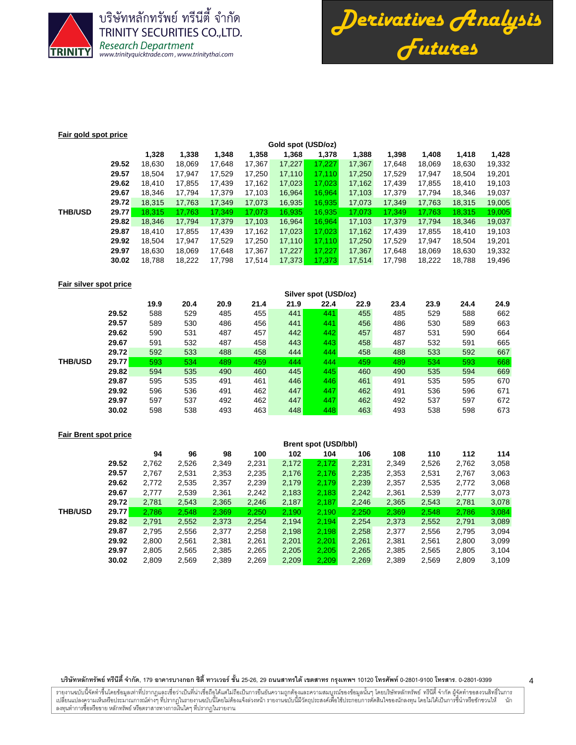**Fair gold spot price**

| | | Gold spot (USD/oz) | | | | | | | | | | |
|---|---|---|---|---|---|---|---|---|---|---|---|---|
| | | 1,328 | 1,338 | 1,348 | 1,358 | 1,368 | 1,378 | 1,388 | 1,398 | 1,408 | 1,418 | 1,428 |
| | 29.52 | 18,630 | 18,069 | 17,648 | 17,367 | 17,227 | 17,227 | 17,367 | 17,648 | 18,069 | 18,630 | 19,332 |
| | 29.57 | 18,504 | 17,947 | 17,529 | 17,250 | 17,110 | 17,110 | 17,250 | 17,529 | 17,947 | 18,504 | 19,201 |
| | 29.62 | 18,410 | 17,855 | 17,439 | 17,162 | 17,023 | 17,023 | 17,162 | 17,439 | 17,855 | 18,410 | 19,103 |
| | 29.67 | 18,346 | 17,794 | 17,379 | 17,103 | 16,964 | 16,964 | 17,103 | 17,379 | 17,794 | 18,346 | 19,037 |
| | 29.72 | 18,315 | 17,763 | 17,349 | 17,073 | 16,935 | 16,935 | 17,073 | 17,349 | 17,763 | 18,315 | 19,005 |
| THB/USD | 29.77 | 18,315 | 17,763 | 17,349 | 17,073 | 16,935 | 16,935 | 17,073 | 17,349 | 17,763 | 18,315 | 19,005 |
| | 29.82 | 18,346 | 17,794 | 17,379 | 17,103 | 16,964 | 16,964 | 17,103 | 17,379 | 17,794 | 18,346 | 19,037 |
| | 29.87 | 18,410 | 17,855 | 17,439 | 17,162 | 17,023 | 17,023 | 17,162 | 17,439 | 17,855 | 18,410 | 19,103 |
| | 29.92 | 18,504 | 17,947 | 17,529 | 17,250 | 17,110 | 17,110 | 17,250 | 17,529 | 17,947 | 18,504 | 19,201 |
| | 29.97 | 18,630 | 18,069 | 17,648 | 17,367 | 17,227 | 17,227 | 17,367 | 17,648 | 18,069 | 18,630 | 19,332 |
| | 30.02 | 18,788 | 18,222 | 17,798 | 17,514 | 17,373 | 17,373 | 17,514 | 17,798 | 18,222 | 18,788 | 19,496 |

**Fair silver spot price**

| | | Silver spot (USD/oz) | | | | | | | | | | |
|---|---|---|---|---|---|---|---|---|---|---|---|---|
| | | 19.9 | 20.4 | 20.9 | 21.4 | 21.9 | 22.4 | 22.9 | 23.4 | 23.9 | 24.4 | 24.9 |
| | 29.52 | 588 | 529 | 485 | 455 | 441 | 441 | 455 | 485 | 529 | 588 | 662 |
| | 29.57 | 589 | 530 | 486 | 456 | 441 | 441 | 456 | 486 | 530 | 589 | 663 |
| | 29.62 | 590 | 531 | 487 | 457 | 442 | 442 | 457 | 487 | 531 | 590 | 664 |
| | 29.67 | 591 | 532 | 487 | 458 | 443 | 443 | 458 | 487 | 532 | 591 | 665 |
| | 29.72 | 592 | 533 | 488 | 458 | 444 | 444 | 458 | 488 | 533 | 592 | 667 |
| THB/USD | 29.77 | 593 | 534 | 489 | 459 | 444 | 444 | 459 | 489 | 534 | 593 | 668 |
| | 29.82 | 594 | 535 | 490 | 460 | 445 | 445 | 460 | 490 | 535 | 594 | 669 |
| | 29.87 | 595 | 535 | 491 | 461 | 446 | 446 | 461 | 491 | 535 | 595 | 670 |
| | 29.92 | 596 | 536 | 491 | 462 | 447 | 447 | 462 | 491 | 536 | 596 | 671 |
| | 29.97 | 597 | 537 | 492 | 462 | 447 | 447 | 462 | 492 | 537 | 597 | 672 |
| | 30.02 | 598 | 538 | 493 | 463 | 448 | 448 | 463 | 493 | 538 | 598 | 673 |

**Fair Brent spot price**

| | | Brent spot (USD/bbl) | | | | | | | | | | |
|---|---|---|---|---|---|---|---|---|---|---|---|---|
| | | 94 | 96 | 98 | 100 | 102 | 104 | 106 | 108 | 110 | 112 | 114 |
| | 29.52 | 2,762 | 2,526 | 2,349 | 2,231 | 2,172 | 2,172 | 2,231 | 2,349 | 2,526 | 2,762 | 3,058 |
| | 29.57 | 2,767 | 2,531 | 2,353 | 2,235 | 2,176 | 2,176 | 2,235 | 2,353 | 2,531 | 2,767 | 3,063 |
| | 29.62 | 2,772 | 2,535 | 2,357 | 2,239 | 2,179 | 2,179 | 2,239 | 2,357 | 2,535 | 2,772 | 3,068 |
| | 29.67 | 2,777 | 2,539 | 2,361 | 2,242 | 2,183 | 2,183 | 2,242 | 2,361 | 2,539 | 2,777 | 3,073 |
| | 29.72 | 2,781 | 2,543 | 2,365 | 2,246 | 2,187 | 2,187 | 2,246 | 2,365 | 2,543 | 2,781 | 3,078 |
| THB/USD | 29.77 | 2,786 | 2,548 | 2,369 | 2,250 | 2,190 | 2,190 | 2,250 | 2,369 | 2,548 | 2,786 | 3,084 |
| | 29.82 | 2,791 | 2,552 | 2,373 | 2,254 | 2,194 | 2,194 | 2,254 | 2,373 | 2,552 | 2,791 | 3,089 |
| | 29.87 | 2,795 | 2,556 | 2,377 | 2,258 | 2,198 | 2,198 | 2,258 | 2,377 | 2,556 | 2,795 | 3,094 |
| | 29.92 | 2,800 | 2,561 | 2,381 | 2,261 | 2,201 | 2,201 | 2,261 | 2,381 | 2,561 | 2,800 | 3,099 |
| | 29.97 | 2,805 | 2,565 | 2,385 | 2,265 | 2,205 | 2,205 | 2,265 | 2,385 | 2,565 | 2,805 | 3,104 |
| | 30.02 | 2,809 | 2,569 | 2,389 | 2,269 | 2,209 | 2,209 | 2,269 | 2,389 | 2,569 | 2,809 | 3,109 |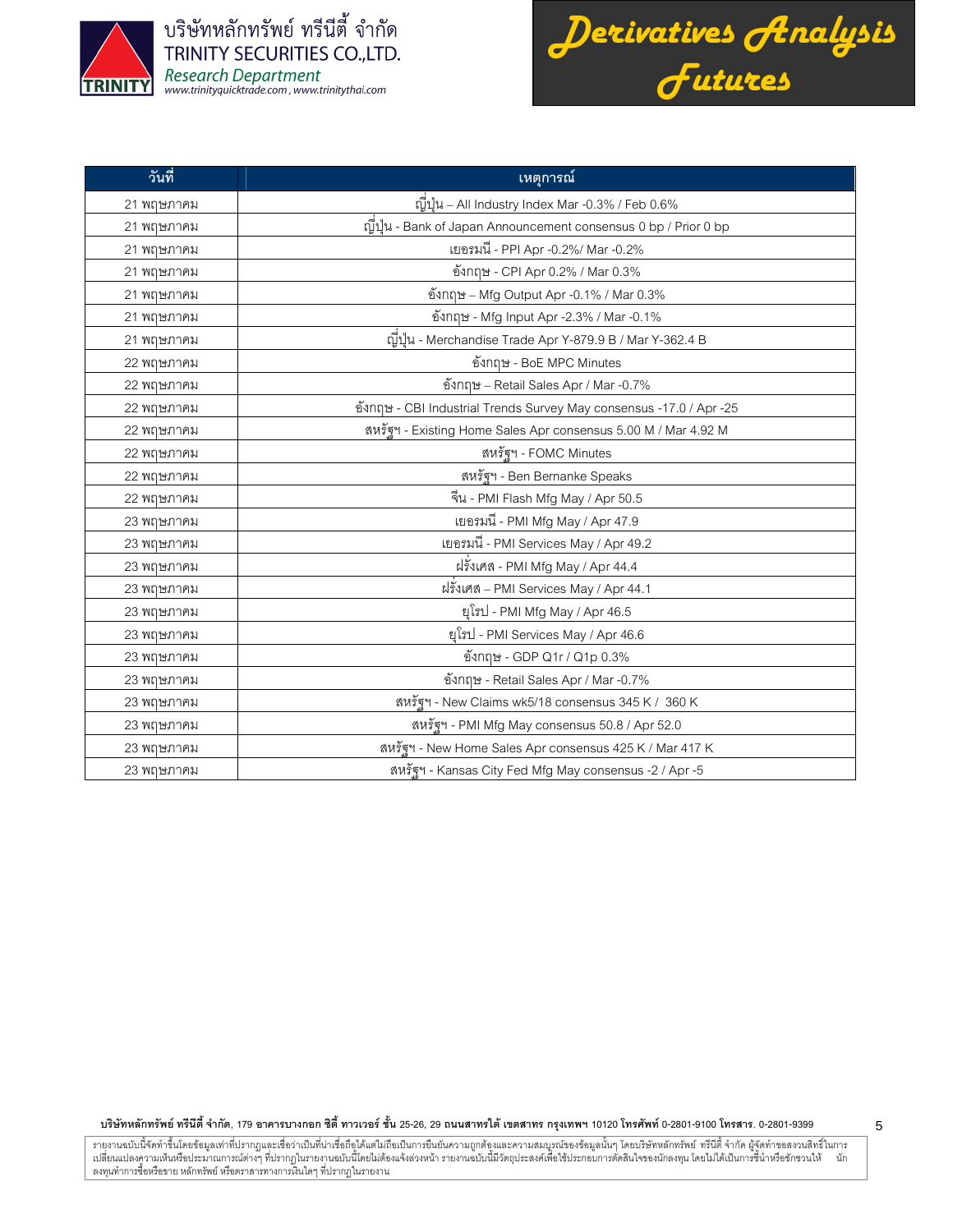| วันที่ | เหตุการณ์ |
|---|---|
| 21 พฤษภาคม | ญี่ปุ่น – All Industry Index Mar -0.3% / Feb 0.6% |
| 21 พฤษภาคม | ญี่ปุ่น - Bank of Japan Announcement consensus 0 bp / Prior 0 bp |
| 21 พฤษภาคม | เยอรมนี - PPI Apr -0.2%/ Mar -0.2% |
| 21 พฤษภาคม | อังกฤษ - CPI Apr 0.2% / Mar 0.3% |
| 21 พฤษภาคม | อังกฤษ – Mfg Output Apr -0.1% / Mar 0.3% |
| 21 พฤษภาคม | อังกฤษ - Mfg Input Apr -2.3% / Mar -0.1% |
| 21 พฤษภาคม | ญี่ปุ่น - Merchandise Trade Apr Y-879.9 B / Mar Y-362.4 B |
| 22 พฤษภาคม | อังกฤษ - BoE MPC Minutes |
| 22 พฤษภาคม | อังกฤษ – Retail Sales Apr / Mar -0.7% |
| 22 พฤษภาคม | อังกฤษ - CBI Industrial Trends Survey May consensus -17.0 / Apr -25 |
| 22 พฤษภาคม | สหรัฐฯ - Existing Home Sales Apr consensus 5.00 M / Mar 4.92 M |
| 22 พฤษภาคม | สหรัฐฯ - FOMC Minutes |
| 22 พฤษภาคม | สหรัฐฯ - Ben Bernanke Speaks |
| 22 พฤษภาคม | จีน - PMI Flash Mfg May / Apr 50.5 |
| 23 พฤษภาคม | เยอรมนี - PMI Mfg May / Apr 47.9 |
| 23 พฤษภาคม | เยอรมนี - PMI Services May / Apr 49.2 |
| 23 พฤษภาคม | ฝรั่งเศส - PMI Mfg May / Apr 44.4 |
| 23 พฤษภาคม | ฝรั่งเศส – PMI Services May / Apr 44.1 |
| 23 พฤษภาคม | ยุโรป - PMI Mfg May / Apr 46.5 |
| 23 พฤษภาคม | ยุโรป - PMI Services May / Apr 46.6 |
| 23 พฤษภาคม | อังกฤษ - GDP Q1r / Q1p 0.3% |
| 23 พฤษภาคม | อังกฤษ - Retail Sales Apr / Mar -0.7% |
| 23 พฤษภาคม | สหรัฐฯ - New Claims wk5/18 consensus 345 K / 360 K |
| 23 พฤษภาคม | สหรัฐฯ - PMI Mfg May consensus 50.8 / Apr 52.0 |
| 23 พฤษภาคม | สหรัฐฯ - New Home Sales Apr consensus 425 K / Mar 417 K |
| 23 พฤษภาคม | สหรัฐฯ - Kansas City Fed Mfg May consensus -2 / Apr -5 |